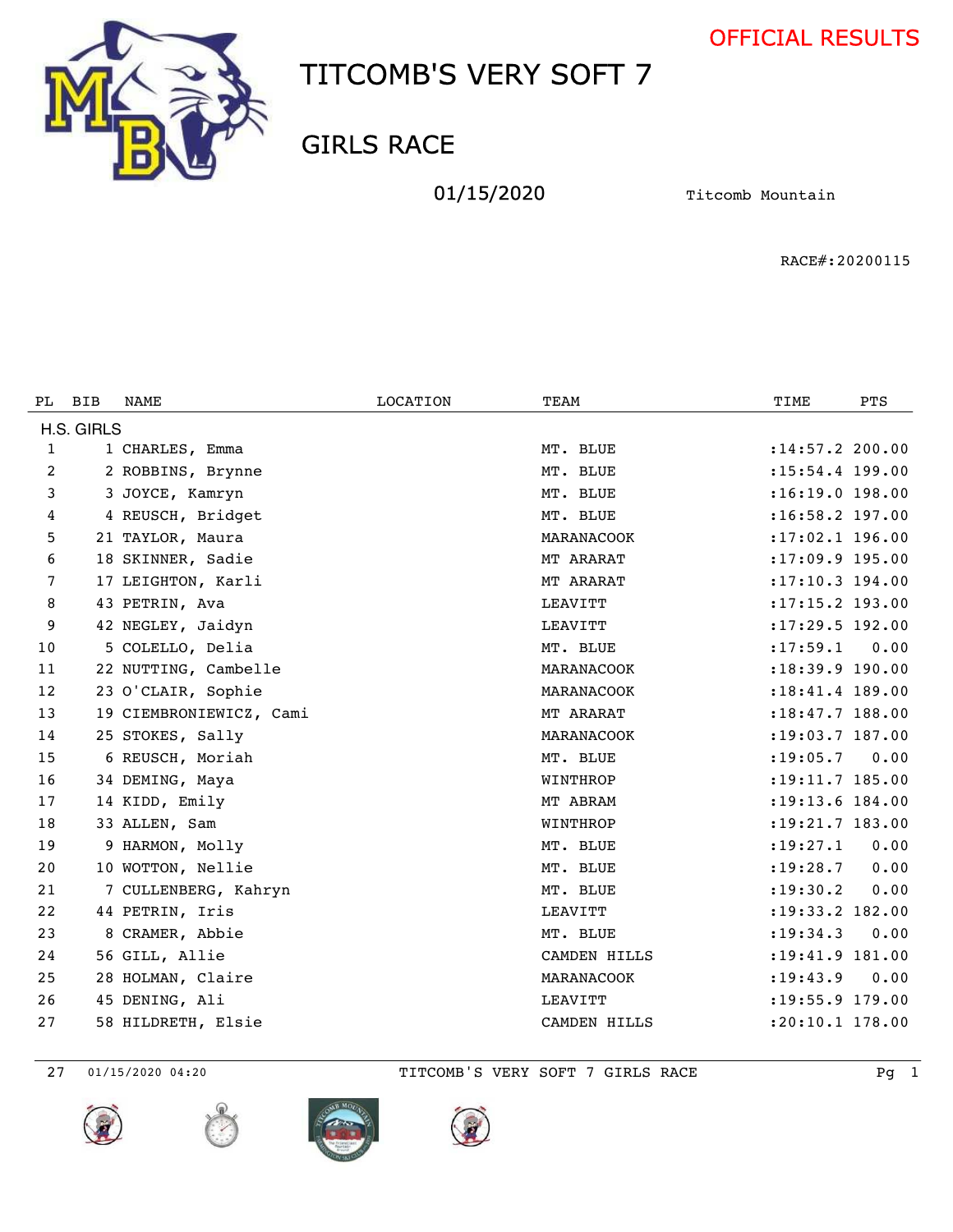OFFICIAL RESULTS

# TITCOMB'S VERY SOFT 7

## GIRLS RACE

01/15/2020 Titcomb Mountain

RACE#:20200115

| PL | BIB | NAME | LOCATION | TEAM | TIME | PTS |
|---|---|---|---|---|---|---|
| H.S. GIRLS | | | | | | |
| 1 | 1 | CHARLES, Emma | | MT. BLUE | :14:57.2 | 200.00 |
| 2 | 2 | ROBBINS, Brynne | | MT. BLUE | :15:54.4 | 199.00 |
| 3 | 3 | JOYCE, Kamryn | | MT. BLUE | :16:19.0 | 198.00 |
| 4 | 4 | REUSCH, Bridget | | MT. BLUE | :16:58.2 | 197.00 |
| 5 | 21 | TAYLOR, Maura | | MARANACOOK | :17:02.1 | 196.00 |
| 6 | 18 | SKINNER, Sadie | | MT ARARAT | :17:09.9 | 195.00 |
| 7 | 17 | LEIGHTON, Karli | | MT ARARAT | :17:10.3 | 194.00 |
| 8 | 43 | PETRIN, Ava | | LEAVITT | :17:15.2 | 193.00 |
| 9 | 42 | NEGLEY, Jaidyn | | LEAVITT | :17:29.5 | 192.00 |
| 10 | 5 | COLELLO, Delia | | MT. BLUE | :17:59.1 | 0.00 |
| 11 | 22 | NUTTING, Cambelle | | MARANACOOK | :18:39.9 | 190.00 |
| 12 | 23 | O'CLAIR, Sophie | | MARANACOOK | :18:41.4 | 189.00 |
| 13 | 19 | CIEMBRONIEWICZ, Cami | | MT ARARAT | :18:47.7 | 188.00 |
| 14 | 25 | STOKES, Sally | | MARANACOOK | :19:03.7 | 187.00 |
| 15 | 6 | REUSCH, Moriah | | MT. BLUE | :19:05.7 | 0.00 |
| 16 | 34 | DEMING, Maya | | WINTHROP | :19:11.7 | 185.00 |
| 17 | 14 | KIDD, Emily | | MT ABRAM | :19:13.6 | 184.00 |
| 18 | 33 | ALLEN, Sam | | WINTHROP | :19:21.7 | 183.00 |
| 19 | 9 | HARMON, Molly | | MT. BLUE | :19:27.1 | 0.00 |
| 20 | 10 | WOTTON, Nellie | | MT. BLUE | :19:28.7 | 0.00 |
| 21 | 7 | CULLENBERG, Kahryn | | MT. BLUE | :19:30.2 | 0.00 |
| 22 | 44 | PETRIN, Iris | | LEAVITT | :19:33.2 | 182.00 |
| 23 | 8 | CRAMER, Abbie | | MT. BLUE | :19:34.3 | 0.00 |
| 24 | 56 | GILL, Allie | | CAMDEN HILLS | :19:41.9 | 181.00 |
| 25 | 28 | HOLMAN, Claire | | MARANACOOK | :19:43.9 | 0.00 |
| 26 | 45 | DENING, Ali | | LEAVITT | :19:55.9 | 179.00 |
| 27 | 58 | HILDRETH, Elsie | | CAMDEN HILLS | :20:10.1 | 178.00 |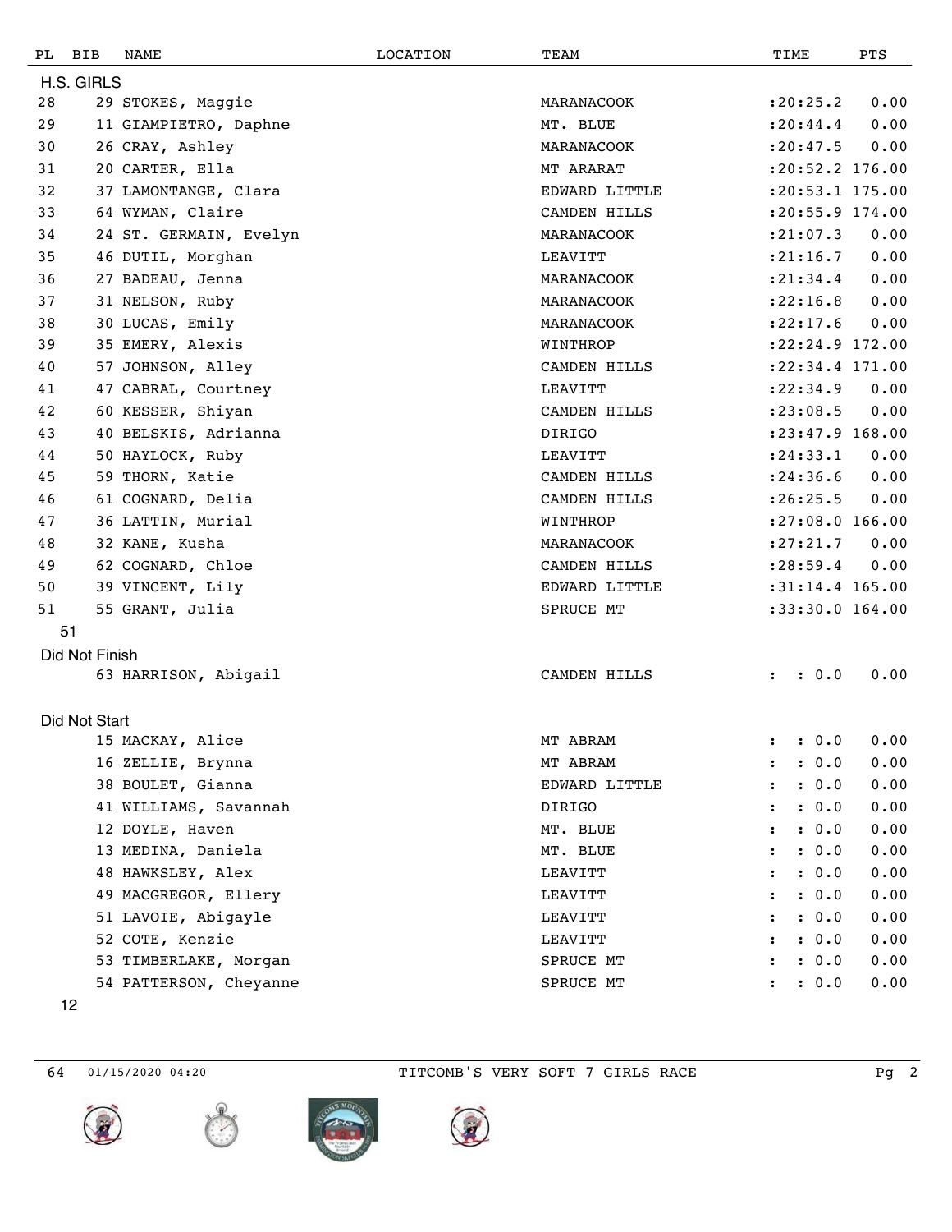| PL | BIB | NAME | LOCATION | TEAM | TIME | PTS |
|---|---|---|---|---|---|---|
| **H.S. GIRLS** | | | | | | |
| 28 | 29 | STOKES, Maggie | | MARANACOOK | :20:25.2 | 0.00 |
| 29 | 11 | GIAMPIETRO, Daphne | | MT. BLUE | :20:44.4 | 0.00 |
| 30 | 26 | CRAY, Ashley | | MARANACOOK | :20:47.5 | 0.00 |
| 31 | 20 | CARTER, Ella | | MT ARARAT | :20:52.2 | 176.00 |
| 32 | 37 | LAMONTANGE, Clara | | EDWARD LITTLE | :20:53.1 | 175.00 |
| 33 | 64 | WYMAN, Claire | | CAMDEN HILLS | :20:55.9 | 174.00 |
| 34 | 24 | ST. GERMAIN, Evelyn | | MARANACOOK | :21:07.3 | 0.00 |
| 35 | 46 | DUTIL, Morghan | | LEAVITT | :21:16.7 | 0.00 |
| 36 | 27 | BADEAU, Jenna | | MARANACOOK | :21:34.4 | 0.00 |
| 37 | 31 | NELSON, Ruby | | MARANACOOK | :22:16.8 | 0.00 |
| 38 | 30 | LUCAS, Emily | | MARANACOOK | :22:17.6 | 0.00 |
| 39 | 35 | EMERY, Alexis | | WINTHROP | :22:24.9 | 172.00 |
| 40 | 57 | JOHNSON, Alley | | CAMDEN HILLS | :22:34.4 | 171.00 |
| 41 | 47 | CABRAL, Courtney | | LEAVITT | :22:34.9 | 0.00 |
| 42 | 60 | KESSER, Shiyan | | CAMDEN HILLS | :23:08.5 | 0.00 |
| 43 | 40 | BELSKIS, Adrianna | | DIRIGO | :23:47.9 | 168.00 |
| 44 | 50 | HAYLOCK, Ruby | | LEAVITT | :24:33.1 | 0.00 |
| 45 | 59 | THORN, Katie | | CAMDEN HILLS | :24:36.6 | 0.00 |
| 46 | 61 | COGNARD, Delia | | CAMDEN HILLS | :26:25.5 | 0.00 |
| 47 | 36 | LATTIN, Murial | | WINTHROP | :27:08.0 | 166.00 |
| 48 | 32 | KANE, Kusha | | MARANACOOK | :27:21.7 | 0.00 |
| 49 | 62 | COGNARD, Chloe | | CAMDEN HILLS | :28:59.4 | 0.00 |
| 50 | 39 | VINCENT, Lily | | EDWARD LITTLE | :31:14.4 | 165.00 |
| 51 | 55 | GRANT, Julia | | SPRUCE MT | :33:30.0 | 164.00 |
| 51 | | | | | | |
| **Did Not Finish** | | | | | | |
| | 63 | HARRISON, Abigail | | CAMDEN HILLS | : : 0.0 | 0.00 |
| **Did Not Start** | | | | | | |
| | 15 | MACKAY, Alice | | MT ABRAM | : : 0.0 | 0.00 |
| | 16 | ZELLIE, Brynna | | MT ABRAM | : : 0.0 | 0.00 |
| | 38 | BOULET, Gianna | | EDWARD LITTLE | : : 0.0 | 0.00 |
| | 41 | WILLIAMS, Savannah | | DIRIGO | : : 0.0 | 0.00 |
| | 12 | DOYLE, Haven | | MT. BLUE | : : 0.0 | 0.00 |
| | 13 | MEDINA, Daniela | | MT. BLUE | : : 0.0 | 0.00 |
| | 48 | HAWKSLEY, Alex | | LEAVITT | : : 0.0 | 0.00 |
| | 49 | MACGREGOR, Ellery | | LEAVITT | : : 0.0 | 0.00 |
| | 51 | LAVOIE, Abigayle | | LEAVITT | : : 0.0 | 0.00 |
| | 52 | COTE, Kenzie | | LEAVITT | : : 0.0 | 0.00 |
| | 53 | TIMBERLAKE, Morgan | | SPRUCE MT | : : 0.0 | 0.00 |
| | 54 | PATTERSON, Cheyanne | | SPRUCE MT | : : 0.0 | 0.00 |
| 12 | | | | | | |

64 01/15/2020 04:20 TITCOMB'S VERY SOFT 7 GIRLS RACE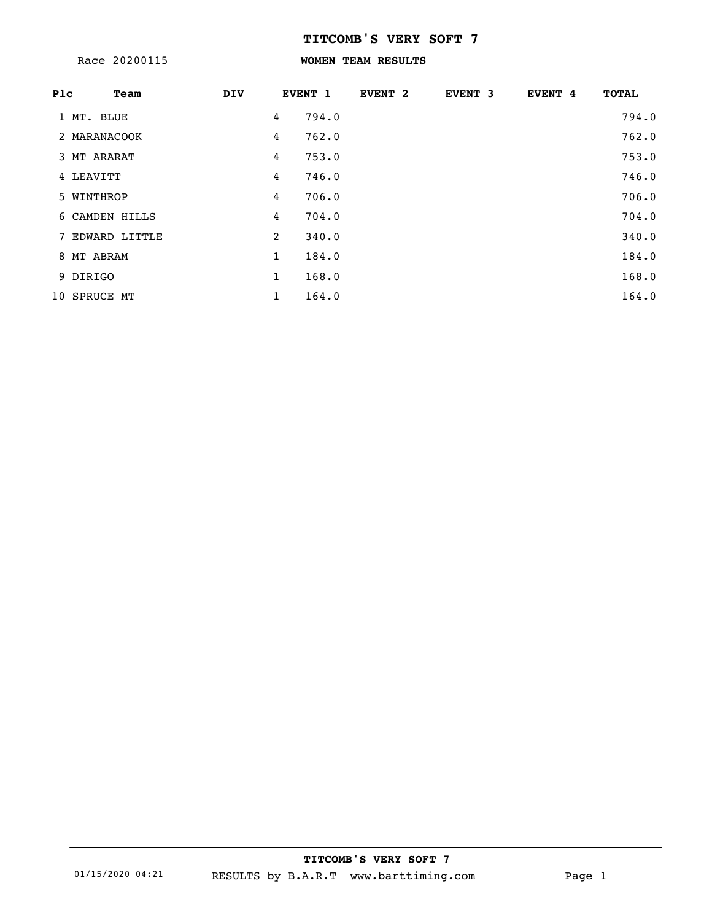# TITCOMB'S VERY SOFT 7

Race 20200115

## WOMEN TEAM RESULTS

| Plc | Team | DIV | EVENT 1 | | EVENT 2 | EVENT 3 | EVENT 4 | TOTAL |
|---|---|---|---|---|---|---|---|---|
| 1 | MT. BLUE | | 4 | 794.0 | | | | 794.0 |
| 2 | MARANACOOK | | 4 | 762.0 | | | | 762.0 |
| 3 | MT ARARAT | | 4 | 753.0 | | | | 753.0 |
| 4 | LEAVITT | | 4 | 746.0 | | | | 746.0 |
| 5 | WINTHROP | | 4 | 706.0 | | | | 706.0 |
| 6 | CAMDEN HILLS | | 4 | 704.0 | | | | 704.0 |
| 7 | EDWARD LITTLE | | 2 | 340.0 | | | | 340.0 |
| 8 | MT ABRAM | | 1 | 184.0 | | | | 184.0 |
| 9 | DIRIGO | | 1 | 168.0 | | | | 168.0 |
| 10 | SPRUCE MT | | 1 | 164.0 | | | | 164.0 |

TITCOMB'S VERY SOFT 7

01/15/2020 04:21 RESULTS by B.A.R.T www.barttiming.com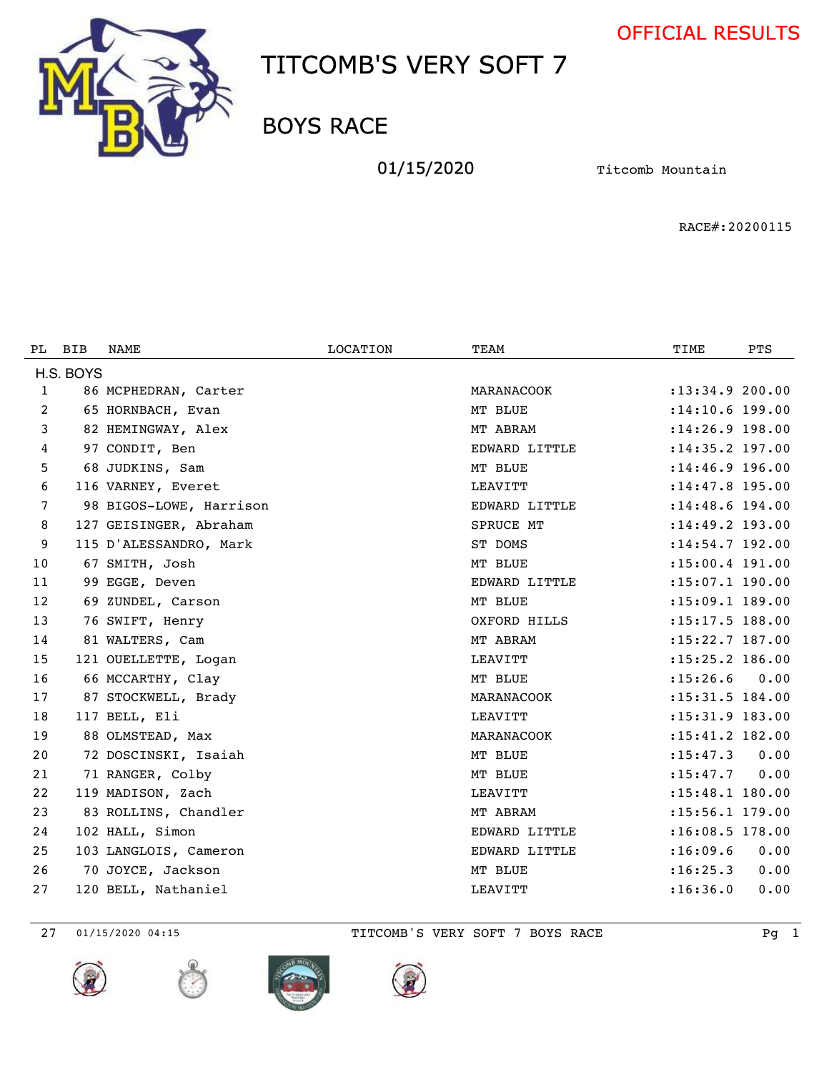OFFICIAL RESULTS

# TITCOMB'S VERY SOFT 7

## BOYS RACE

01/15/2020 Titcomb Mountain

RACE#:20200115

| PL | BIB | NAME | LOCATION | TEAM | TIME | PTS |
|---|---|---|---|---|---|---|
| H.S. BOYS | | | | | | |
| 1 | 86 | MCPHEDRAN, Carter | | MARANACOOK | :13:34.9 | 200.00 |
| 2 | 65 | HORNBACH, Evan | | MT BLUE | :14:10.6 | 199.00 |
| 3 | 82 | HEMINGWAY, Alex | | MT ABRAM | :14:26.9 | 198.00 |
| 4 | 97 | CONDIT, Ben | | EDWARD LITTLE | :14:35.2 | 197.00 |
| 5 | 68 | JUDKINS, Sam | | MT BLUE | :14:46.9 | 196.00 |
| 6 | 116 | VARNEY, Everet | | LEAVITT | :14:47.8 | 195.00 |
| 7 | 98 | BIGOS-LOWE, Harrison | | EDWARD LITTLE | :14:48.6 | 194.00 |
| 8 | 127 | GEISINGER, Abraham | | SPRUCE MT | :14:49.2 | 193.00 |
| 9 | 115 | D'ALESSANDRO, Mark | | ST DOMS | :14:54.7 | 192.00 |
| 10 | 67 | SMITH, Josh | | MT BLUE | :15:00.4 | 191.00 |
| 11 | 99 | EGGE, Deven | | EDWARD LITTLE | :15:07.1 | 190.00 |
| 12 | 69 | ZUNDEL, Carson | | MT BLUE | :15:09.1 | 189.00 |
| 13 | 76 | SWIFT, Henry | | OXFORD HILLS | :15:17.5 | 188.00 |
| 14 | 81 | WALTERS, Cam | | MT ABRAM | :15:22.7 | 187.00 |
| 15 | 121 | OUELLETTE, Logan | | LEAVITT | :15:25.2 | 186.00 |
| 16 | 66 | MCCARTHY, Clay | | MT BLUE | :15:26.6 | 0.00 |
| 17 | 87 | STOCKWELL, Brady | | MARANACOOK | :15:31.5 | 184.00 |
| 18 | 117 | BELL, Eli | | LEAVITT | :15:31.9 | 183.00 |
| 19 | 88 | OLMSTEAD, Max | | MARANACOOK | :15:41.2 | 182.00 |
| 20 | 72 | DOSCINSKI, Isaiah | | MT BLUE | :15:47.3 | 0.00 |
| 21 | 71 | RANGER, Colby | | MT BLUE | :15:47.7 | 0.00 |
| 22 | 119 | MADISON, Zach | | LEAVITT | :15:48.1 | 180.00 |
| 23 | 83 | ROLLINS, Chandler | | MT ABRAM | :15:56.1 | 179.00 |
| 24 | 102 | HALL, Simon | | EDWARD LITTLE | :16:08.5 | 178.00 |
| 25 | 103 | LANGLOIS, Cameron | | EDWARD LITTLE | :16:09.6 | 0.00 |
| 26 | 70 | JOYCE, Jackson | | MT BLUE | :16:25.3 | 0.00 |
| 27 | 120 | BELL, Nathaniel | | LEAVITT | :16:36.0 | 0.00 |

27 01/15/2020 04:15 TITCOMB'S VERY SOFT 7 BOYS RACE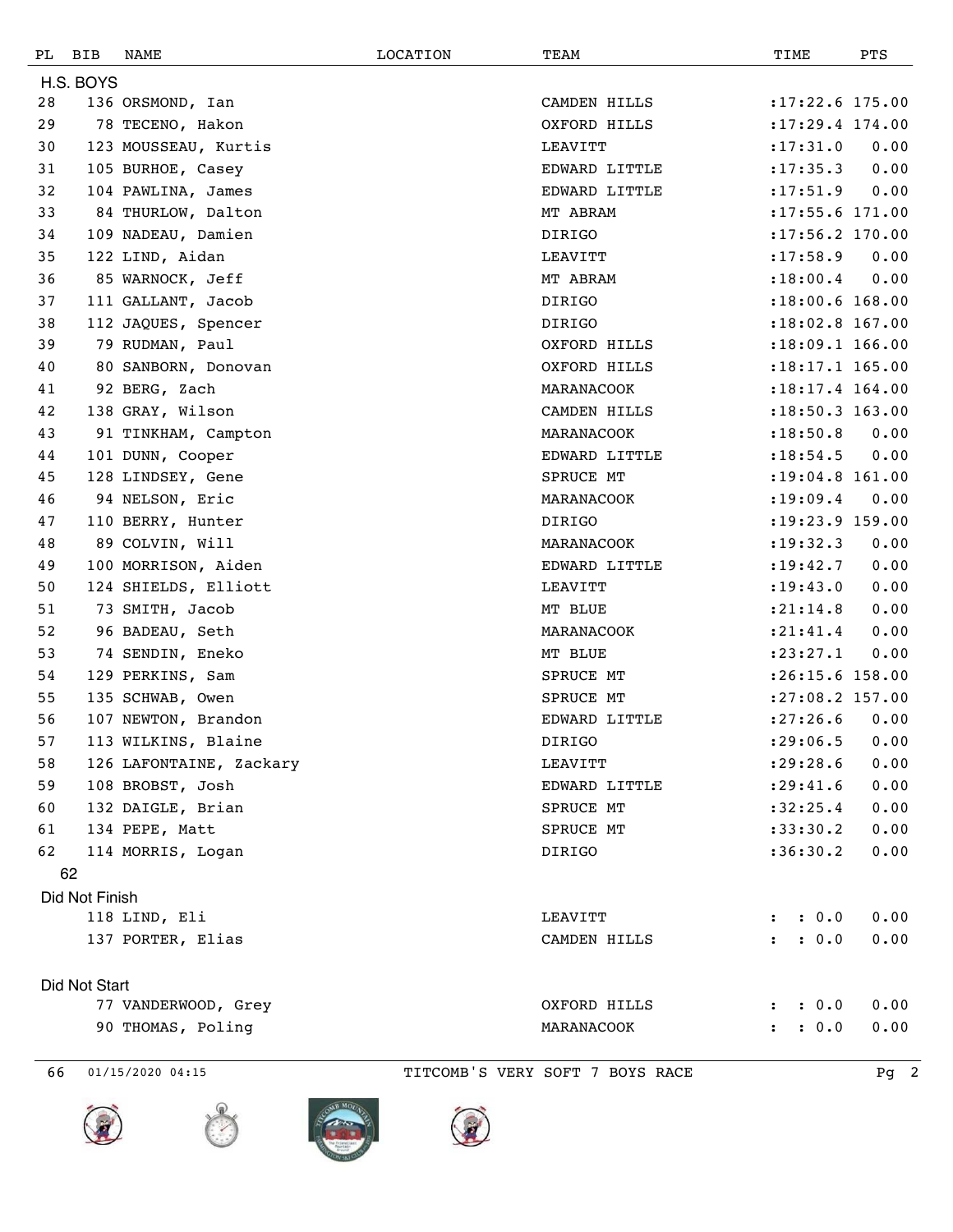| PL | BIB | NAME | LOCATION | TEAM | TIME | PTS |
|---|---|---|---|---|---|---|
| **H.S. BOYS** | | | | | | |
| 28 | 136 | ORSMOND, Ian | | CAMDEN HILLS | :17:22.6 | 175.00 |
| 29 | 78 | TECENO, Hakon | | OXFORD HILLS | :17:29.4 | 174.00 |
| 30 | 123 | MOUSSEAU, Kurtis | | LEAVITT | :17:31.0 | 0.00 |
| 31 | 105 | BURHOE, Casey | | EDWARD LITTLE | :17:35.3 | 0.00 |
| 32 | 104 | PAWLINA, James | | EDWARD LITTLE | :17:51.9 | 0.00 |
| 33 | 84 | THURLOW, Dalton | | MT ABRAM | :17:55.6 | 171.00 |
| 34 | 109 | NADEAU, Damien | | DIRIGO | :17:56.2 | 170.00 |
| 35 | 122 | LIND, Aidan | | LEAVITT | :17:58.9 | 0.00 |
| 36 | 85 | WARNOCK, Jeff | | MT ABRAM | :18:00.4 | 0.00 |
| 37 | 111 | GALLANT, Jacob | | DIRIGO | :18:00.6 | 168.00 |
| 38 | 112 | JAQUES, Spencer | | DIRIGO | :18:02.8 | 167.00 |
| 39 | 79 | RUDMAN, Paul | | OXFORD HILLS | :18:09.1 | 166.00 |
| 40 | 80 | SANBORN, Donovan | | OXFORD HILLS | :18:17.1 | 165.00 |
| 41 | 92 | BERG, Zach | | MARANACOOK | :18:17.4 | 164.00 |
| 42 | 138 | GRAY, Wilson | | CAMDEN HILLS | :18:50.3 | 163.00 |
| 43 | 91 | TINKHAM, Campton | | MARANACOOK | :18:50.8 | 0.00 |
| 44 | 101 | DUNN, Cooper | | EDWARD LITTLE | :18:54.5 | 0.00 |
| 45 | 128 | LINDSEY, Gene | | SPRUCE MT | :19:04.8 | 161.00 |
| 46 | 94 | NELSON, Eric | | MARANACOOK | :19:09.4 | 0.00 |
| 47 | 110 | BERRY, Hunter | | DIRIGO | :19:23.9 | 159.00 |
| 48 | 89 | COLVIN, Will | | MARANACOOK | :19:32.3 | 0.00 |
| 49 | 100 | MORRISON, Aiden | | EDWARD LITTLE | :19:42.7 | 0.00 |
| 50 | 124 | SHIELDS, Elliott | | LEAVITT | :19:43.0 | 0.00 |
| 51 | 73 | SMITH, Jacob | | MT BLUE | :21:14.8 | 0.00 |
| 52 | 96 | BADEAU, Seth | | MARANACOOK | :21:41.4 | 0.00 |
| 53 | 74 | SENDIN, Eneko | | MT BLUE | :23:27.1 | 0.00 |
| 54 | 129 | PERKINS, Sam | | SPRUCE MT | :26:15.6 | 158.00 |
| 55 | 135 | SCHWAB, Owen | | SPRUCE MT | :27:08.2 | 157.00 |
| 56 | 107 | NEWTON, Brandon | | EDWARD LITTLE | :27:26.6 | 0.00 |
| 57 | 113 | WILKINS, Blaine | | DIRIGO | :29:06.5 | 0.00 |
| 58 | 126 | LAFONTAINE, Zackary | | LEAVITT | :29:28.6 | 0.00 |
| 59 | 108 | BROBST, Josh | | EDWARD LITTLE | :29:41.6 | 0.00 |
| 60 | 132 | DAIGLE, Brian | | SPRUCE MT | :32:25.4 | 0.00 |
| 61 | 134 | PEPE, Matt | | SPRUCE MT | :33:30.2 | 0.00 |
| 62 | 114 | MORRIS, Logan | | DIRIGO | :36:30.2 | 0.00 |
| 62 | | | | | | |
| **Did Not Finish** | | | | | | |
| | 118 | LIND, Eli | | LEAVITT | : : 0.0 | 0.00 |
| | 137 | PORTER, Elias | | CAMDEN HILLS | : : 0.0 | 0.00 |
| **Did Not Start** | | | | | | |
| | 77 | VANDERWOOD, Grey | | OXFORD HILLS | : : 0.0 | 0.00 |
| | 90 | THOMAS, Poling | | MARANACOOK | : : 0.0 | 0.00 |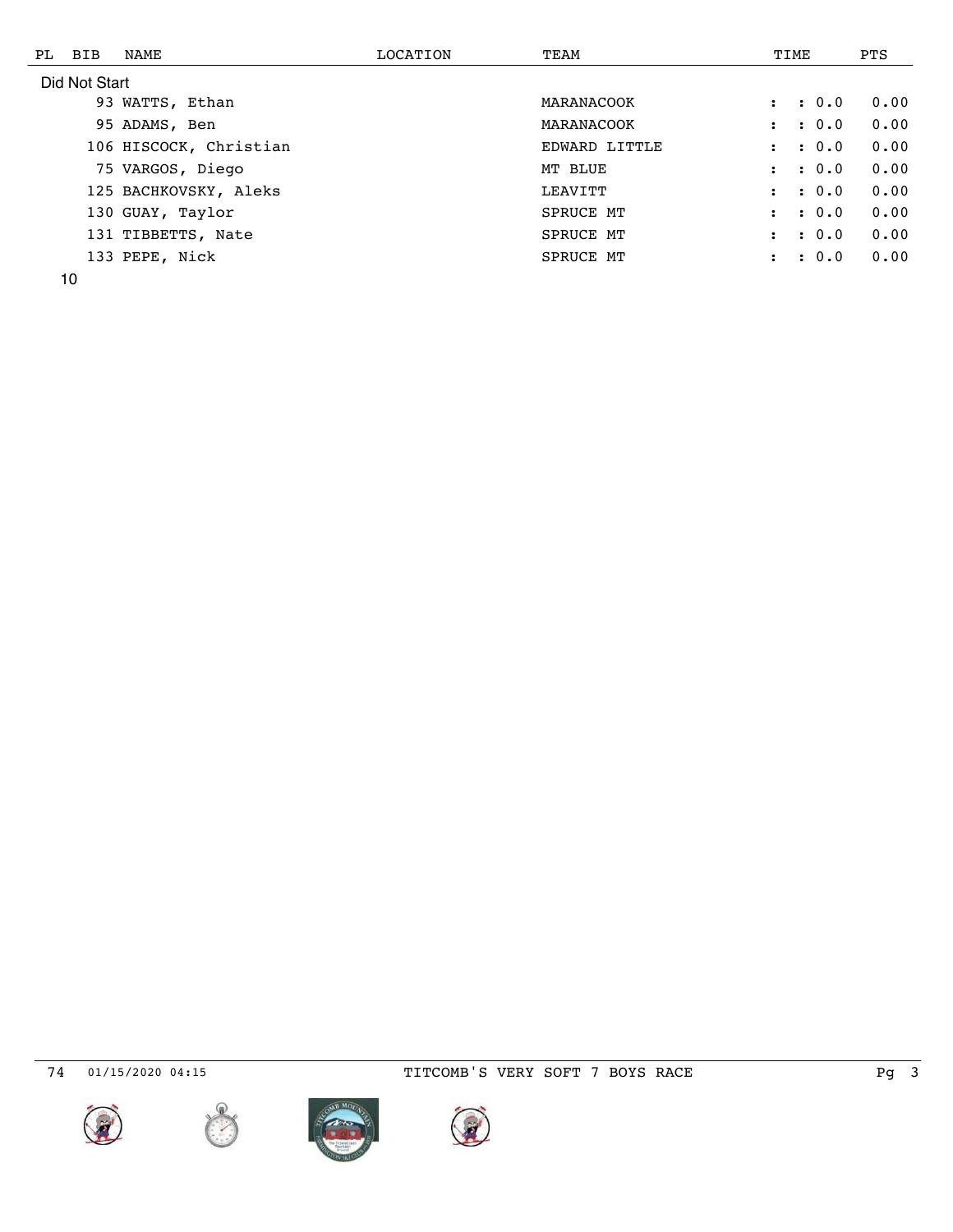| PL | BIB | NAME | LOCATION | TEAM | TIME | PTS |
|---|---|---|---|---|---|---|
| Did Not Start | | | | | | |
| | 93 | WATTS, Ethan | | MARANACOOK | : : 0.0 | 0.00 |
| | 95 | ADAMS, Ben | | MARANACOOK | : : 0.0 | 0.00 |
| | 106 | HISCOCK, Christian | | EDWARD LITTLE | : : 0.0 | 0.00 |
| | 75 | VARGOS, Diego | | MT BLUE | : : 0.0 | 0.00 |
| | 125 | BACHKOVSKY, Aleks | | LEAVITT | : : 0.0 | 0.00 |
| | 130 | GUAY, Taylor | | SPRUCE MT | : : 0.0 | 0.00 |
| | 131 | TIBBETTS, Nate | | SPRUCE MT | : : 0.0 | 0.00 |
| | 133 | PEPE, Nick | | SPRUCE MT | : : 0.0 | 0.00 |

10

74 01/15/2020 04:15 TITCOMB'S VERY SOFT 7 BOYS RACE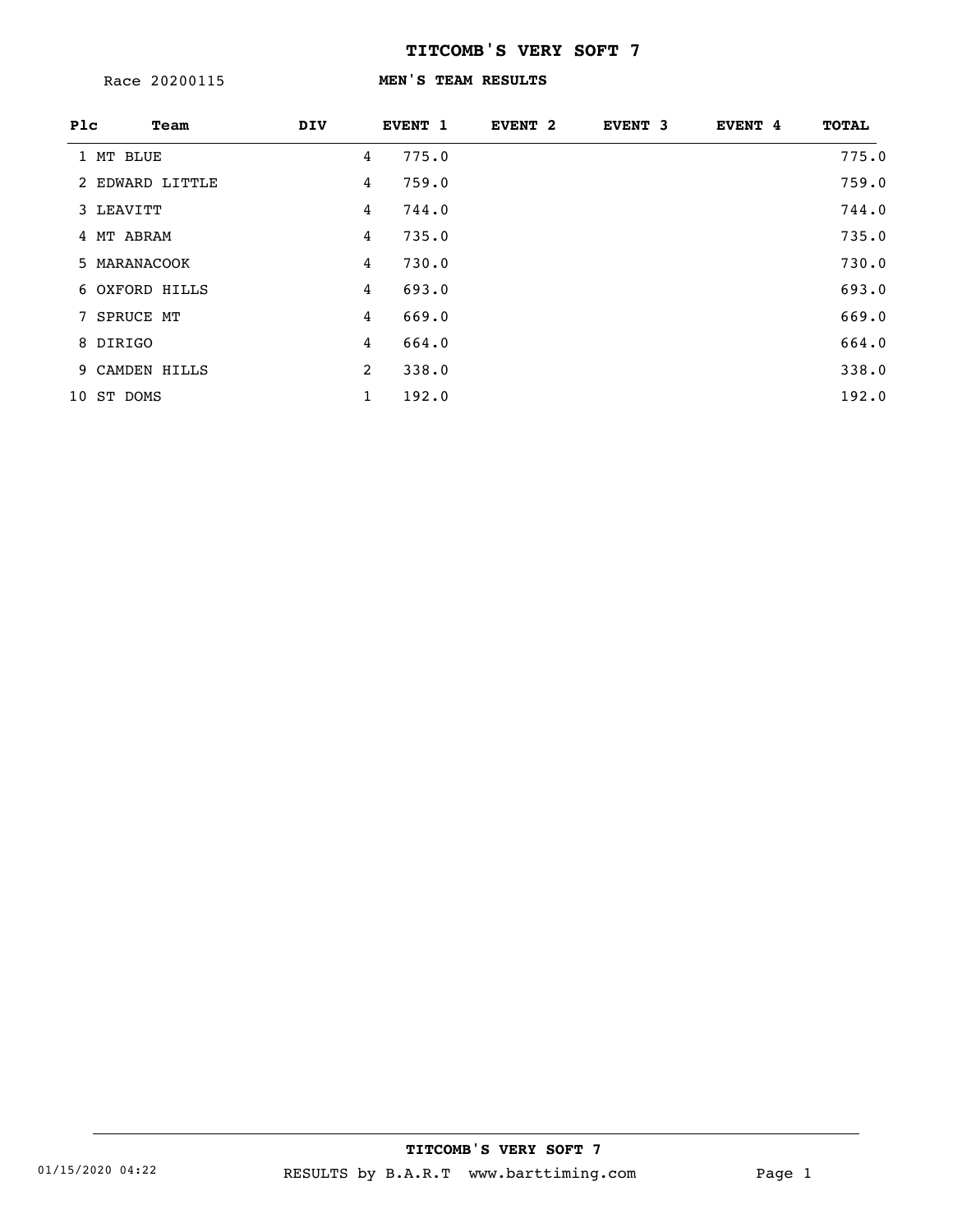# TITCOMB'S VERY SOFT 7

Race 20200115

## MEN'S TEAM RESULTS

| Plc | Team | DIV | EVENT 1 | EVENT 2 | EVENT 3 | EVENT 4 | TOTAL |
|---|---|---|---|---|---|---|---|
| 1 | MT BLUE | 4 | 775.0 | | | | 775.0 |
| 2 | EDWARD LITTLE | 4 | 759.0 | | | | 759.0 |
| 3 | LEAVITT | 4 | 744.0 | | | | 744.0 |
| 4 | MT ABRAM | 4 | 735.0 | | | | 735.0 |
| 5 | MARANACOOK | 4 | 730.0 | | | | 730.0 |
| 6 | OXFORD HILLS | 4 | 693.0 | | | | 693.0 |
| 7 | SPRUCE MT | 4 | 669.0 | | | | 669.0 |
| 8 | DIRIGO | 4 | 664.0 | | | | 664.0 |
| 9 | CAMDEN HILLS | 2 | 338.0 | | | | 338.0 |
| 10 | ST DOMS | 1 | 192.0 | | | | 192.0 |

01/15/2020 04:22 RESULTS by B.A.R.T www.barttiming.com